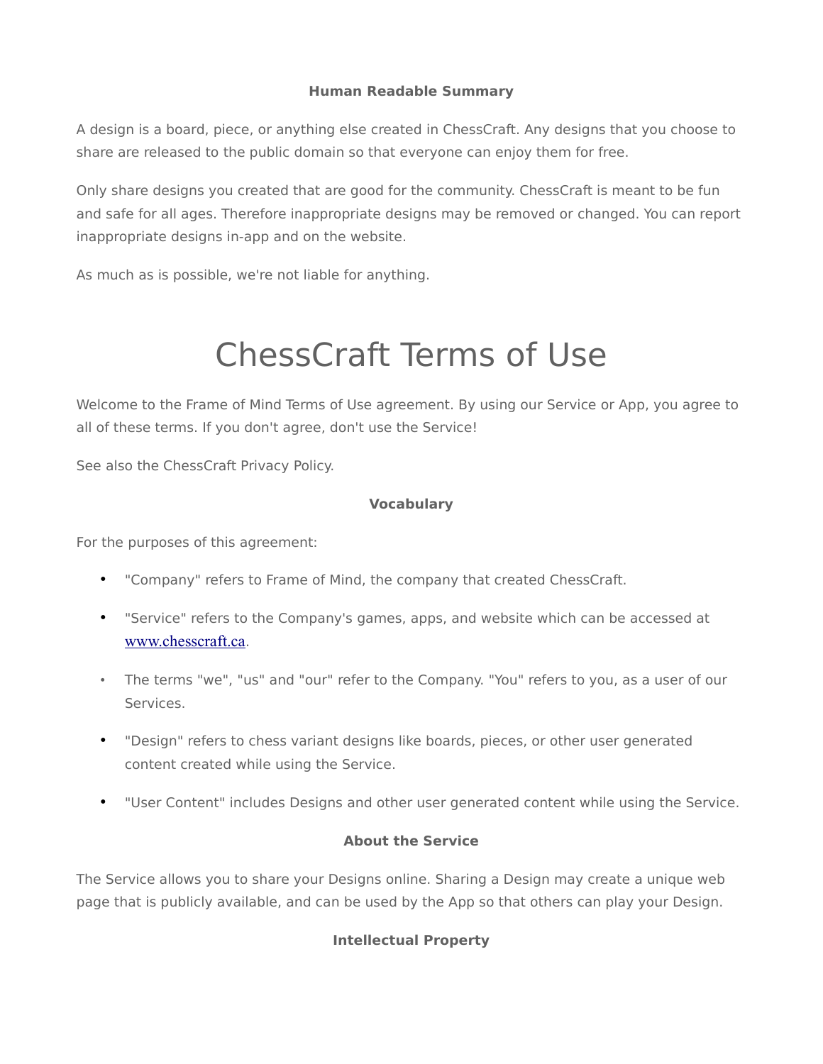### Human Readable Summary

A design is a board, piece, or anything else created in ChessCraft. Any designs that you choose to share are released to the public domain so that everyone can enjoy them for free.

Only share designs you created that are good for the community. ChessCraft is meant to be fun and safe for all ages. Therefore inappropriate designs may be removed or changed. You can report inappropriate designs in-app and on the website.

As much as is possible, we're not liable for anything.

# ChessCraft Terms of Use

Welcome to the Frame of Mind Terms of Use agreement. By using our Service or App, you agree to all of these terms. If you don't agree, don't use the Service!

See also the ChessCraft Privacy Policy.

### Vocabulary

For the purposes of this agreement:

- "Company" refers to Frame of Mind, the company that created ChessCraft.
- "Service" refers to the Company's games, apps, and website which can be accessed at www.chesscraft.ca.
- The terms "we", "us" and "our" refer to the Company. "You" refers to you, as a user of our Services.
- "Design" refers to chess variant designs like boards, pieces, or other user generated content created while using the Service.
- "User Content" includes Designs and other user generated content while using the Service.

### About the Service

The Service allows you to share your Designs online. Sharing a Design may create a unique web page that is publicly available, and can be used by the App so that others can play your Design.

### Intellectual Property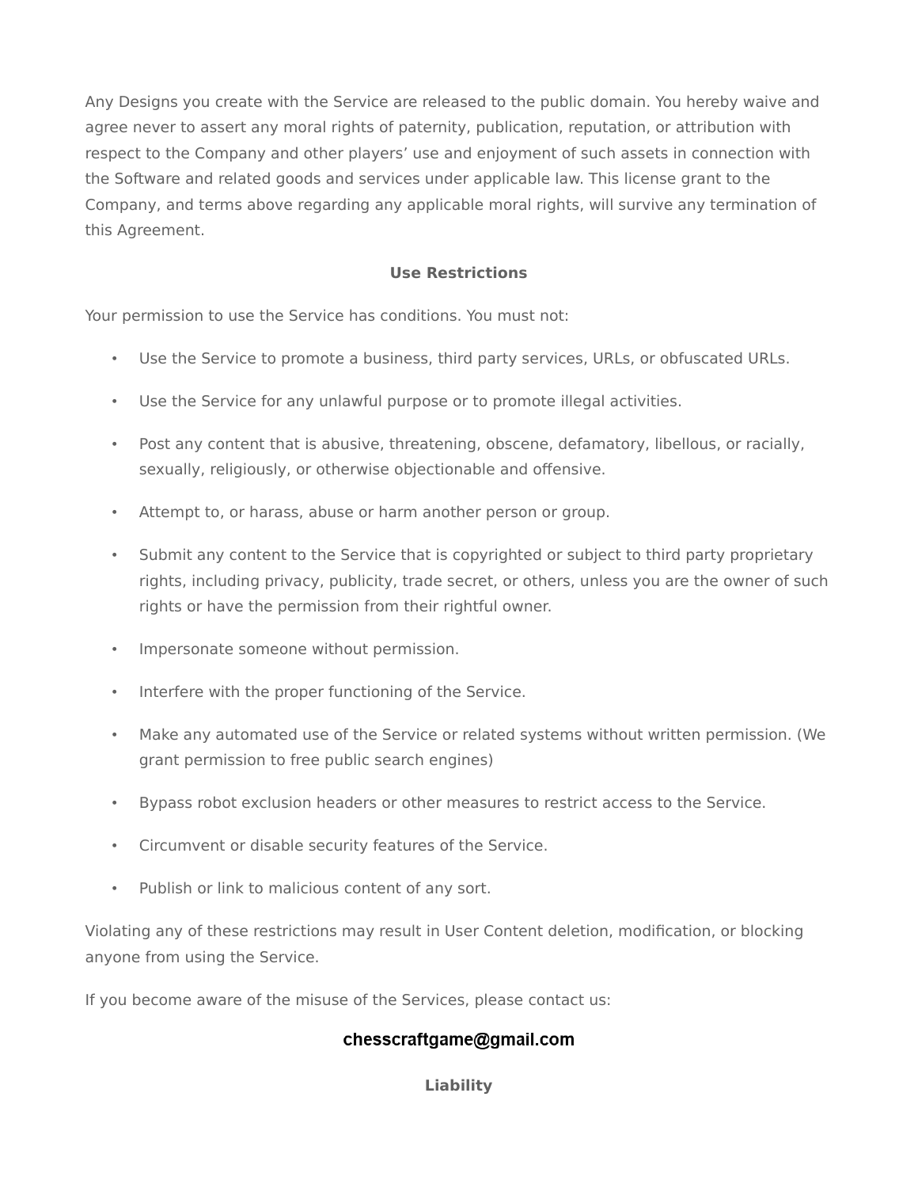Any Designs you create with the Service are released to the public domain. You hereby waive and agree never to assert any moral rights of paternity, publication, reputation, or attribution with respect to the Company and other players' use and enjoyment of such assets in connection with the Software and related goods and services under applicable law. This license grant to the Company, and terms above regarding any applicable moral rights, will survive any termination of this Agreement.

## Use Restrictions

Your permission to use the Service has conditions. You must not:

- Use the Service to promote a business, third party services, URLs, or obfuscated URLs.
- Use the Service for any unlawful purpose or to promote illegal activities.
- Post any content that is abusive, threatening, obscene, defamatory, libellous, or racially, sexually, religiously, or otherwise objectionable and offensive.
- Attempt to, or harass, abuse or harm another person or group.
- Submit any content to the Service that is copyrighted or subject to third party proprietary rights, including privacy, publicity, trade secret, or others, unless you are the owner of such rights or have the permission from their rightful owner.
- Impersonate someone without permission.
- Interfere with the proper functioning of the Service.
- Make any automated use of the Service or related systems without written permission. (We grant permission to free public search engines)
- Bypass robot exclusion headers or other measures to restrict access to the Service.
- Circumvent or disable security features of the Service.
- Publish or link to malicious content of any sort.

Violating any of these restrictions may result in User Content deletion, modification, or blocking anyone from using the Service.

If you become aware of the misuse of the Services, please contact us:

**chesscraftgame@gmail.com**

## Liability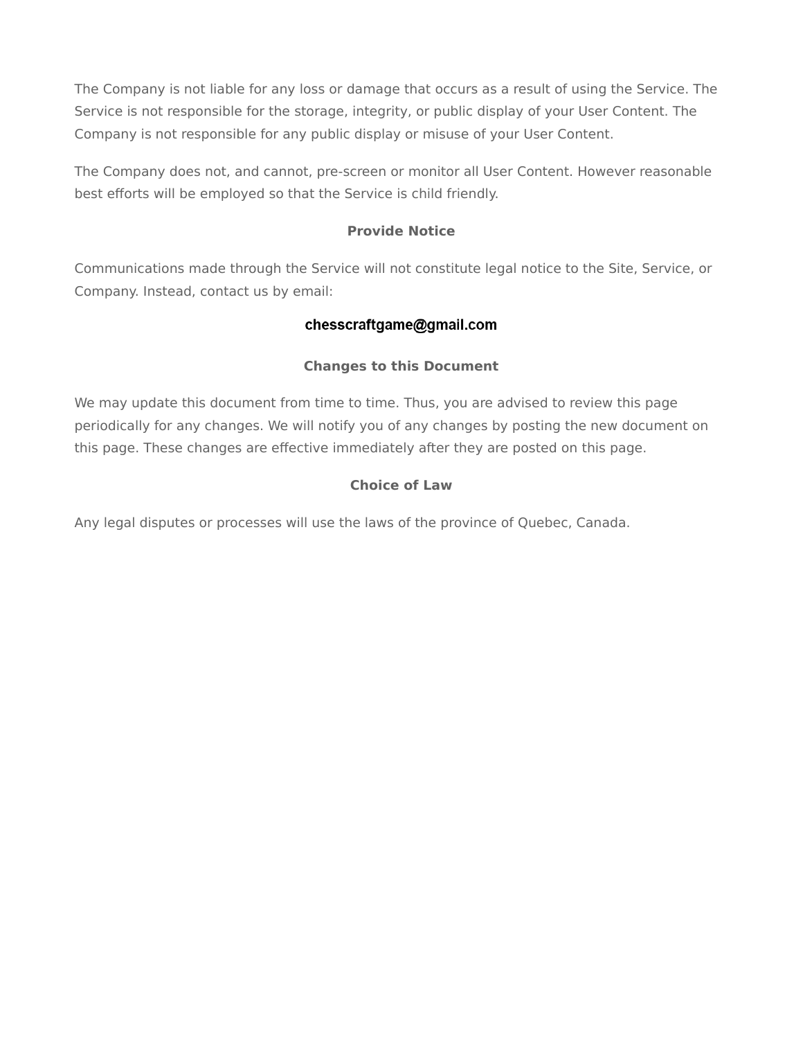The Company is not liable for any loss or damage that occurs as a result of using the Service. The Service is not responsible for the storage, integrity, or public display of your User Content. The Company is not responsible for any public display or misuse of your User Content.

The Company does not, and cannot, pre-screen or monitor all User Content. However reasonable best efforts will be employed so that the Service is child friendly.

### Provide Notice

Communications made through the Service will not constitute legal notice to the Site, Service, or Company. Instead, contact us by email:

**chesscraftgame@gmail.com**

### Changes to this Document

We may update this document from time to time. Thus, you are advised to review this page periodically for any changes. We will notify you of any changes by posting the new document on this page. These changes are effective immediately after they are posted on this page.

### Choice of Law

Any legal disputes or processes will use the laws of the province of Quebec, Canada.